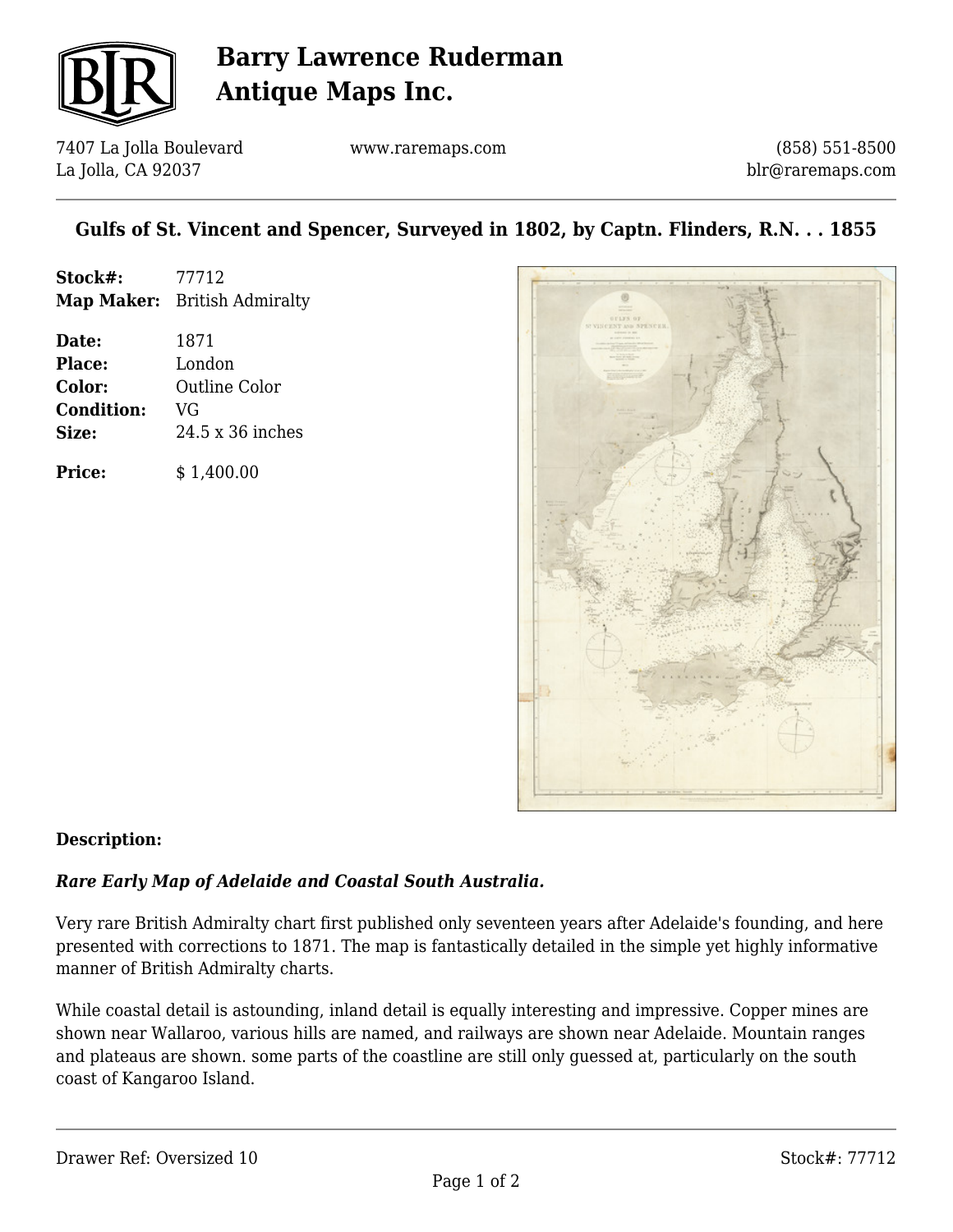# Barry Lawrence Ruderman Antique Maps Inc.

7407 La Jolla Boulevard
La Jolla, CA 92037

www.raremaps.com

(858) 551-8500
blr@raremaps.com

## Gulfs of St. Vincent and Spencer, Surveyed in 1802, by Captn. Flinders, R.N. . . 1855

| | |
|---|---|
| **Stock#:** | 77712 |
| **Map Maker:** | British Admiralty |
| **Date:** | 1871 |
| **Place:** | London |
| **Color:** | Outline Color |
| **Condition:** | VG |
| **Size:** | 24.5 x 36 inches |
| **Price:** | $ 1,400.00 |

### Description:

***Rare Early Map of Adelaide and Coastal South Australia.***

Very rare British Admiralty chart first published only seventeen years after Adelaide's founding, and here presented with corrections to 1871. The map is fantastically detailed in the simple yet highly informative manner of British Admiralty charts.

While coastal detail is astounding, inland detail is equally interesting and impressive. Copper mines are shown near Wallaroo, various hills are named, and railways are shown near Adelaide. Mountain ranges and plateaus are shown. some parts of the coastline are still only guessed at, particularly on the south coast of Kangaroo Island.

Drawer Ref: Oversized 10

Stock#: 77712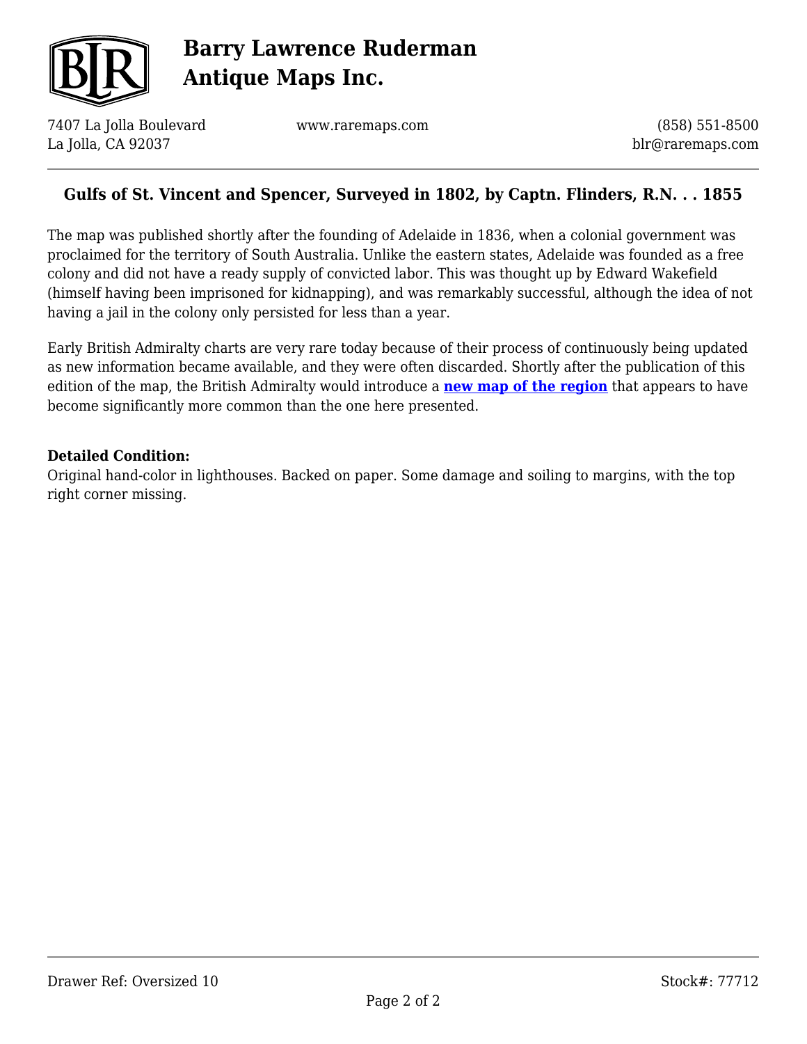## Gulfs of St. Vincent and Spencer, Surveyed in 1802, by Captn. Flinders, R.N. . . 1855

The map was published shortly after the founding of Adelaide in 1836, when a colonial government was proclaimed for the territory of South Australia. Unlike the eastern states, Adelaide was founded as a free colony and did not have a ready supply of convicted labor. This was thought up by Edward Wakefield (himself having been imprisoned for kidnapping), and was remarkably successful, although the idea of not having a jail in the colony only persisted for less than a year.

Early British Admiralty charts are very rare today because of their process of continuously being updated as new information became available, and they were often discarded. Shortly after the publication of this edition of the map, the British Admiralty would introduce a **new map of the region** that appears to have become significantly more common than the one here presented.

**Detailed Condition:**
Original hand-color in lighthouses. Backed on paper. Some damage and soiling to margins, with the top right corner missing.

Drawer Ref: Oversized 10

Stock#: 77712